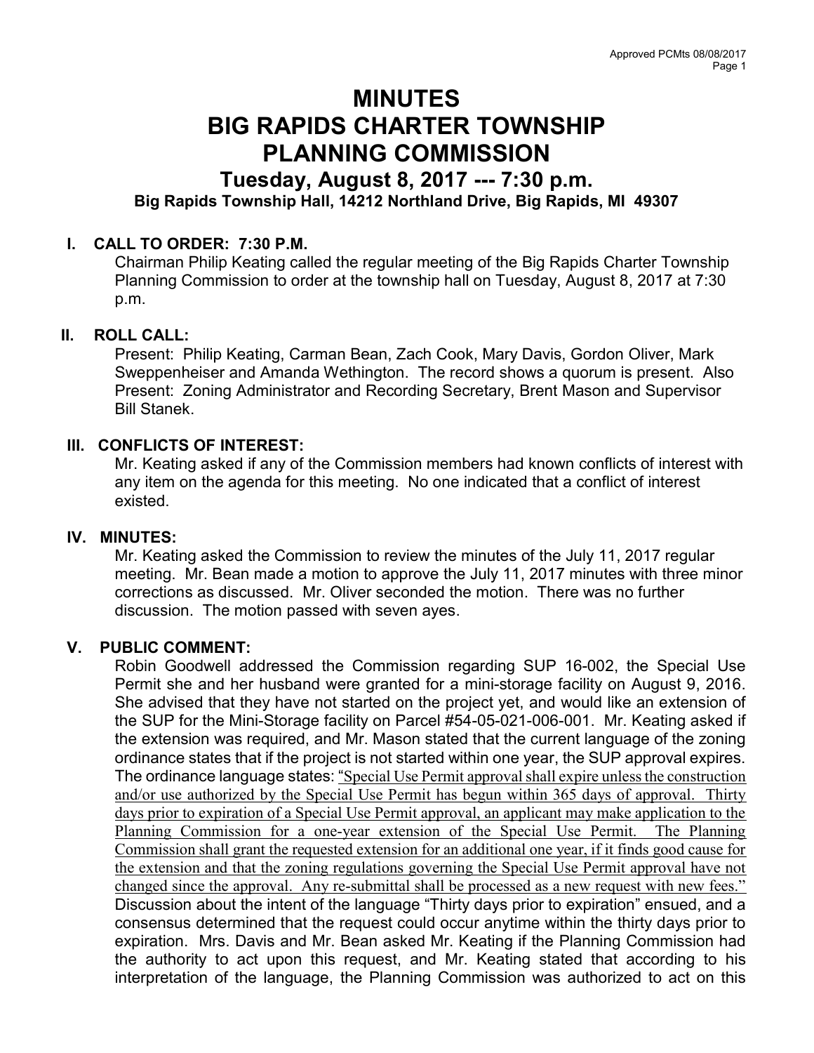# MINUTES
# BIG RAPIDS CHARTER TOWNSHIP
# PLANNING COMMISSION

## Tuesday, August 8, 2017 --- 7:30 p.m.

**Big Rapids Township Hall, 14212 Northland Drive, Big Rapids, MI 49307**

### I. CALL TO ORDER: 7:30 P.M.

Chairman Philip Keating called the regular meeting of the Big Rapids Charter Township Planning Commission to order at the township hall on Tuesday, August 8, 2017 at 7:30 p.m.

### II. ROLL CALL:

Present: Philip Keating, Carman Bean, Zach Cook, Mary Davis, Gordon Oliver, Mark Sweppenheiser and Amanda Wethington. The record shows a quorum is present. Also Present: Zoning Administrator and Recording Secretary, Brent Mason and Supervisor Bill Stanek.

### III. CONFLICTS OF INTEREST:

Mr. Keating asked if any of the Commission members had known conflicts of interest with any item on the agenda for this meeting. No one indicated that a conflict of interest existed.

### IV. MINUTES:

Mr. Keating asked the Commission to review the minutes of the July 11, 2017 regular meeting. Mr. Bean made a motion to approve the July 11, 2017 minutes with three minor corrections as discussed. Mr. Oliver seconded the motion. There was no further discussion. The motion passed with seven ayes.

### V. PUBLIC COMMENT:

Robin Goodwell addressed the Commission regarding SUP 16-002, the Special Use Permit she and her husband were granted for a mini-storage facility on August 9, 2016. She advised that they have not started on the project yet, and would like an extension of the SUP for the Mini-Storage facility on Parcel #54-05-021-006-001. Mr. Keating asked if the extension was required, and Mr. Mason stated that the current language of the zoning ordinance states that if the project is not started within one year, the SUP approval expires. The ordinance language states: "Special Use Permit approval shall expire unless the construction and/or use authorized by the Special Use Permit has begun within 365 days of approval. Thirty days prior to expiration of a Special Use Permit approval, an applicant may make application to the Planning Commission for a one-year extension of the Special Use Permit. The Planning Commission shall grant the requested extension for an additional one year, if it finds good cause for the extension and that the zoning regulations governing the Special Use Permit approval have not changed since the approval. Any re-submittal shall be processed as a new request with new fees." Discussion about the intent of the language "Thirty days prior to expiration" ensued, and a consensus determined that the request could occur anytime within the thirty days prior to expiration. Mrs. Davis and Mr. Bean asked Mr. Keating if the Planning Commission had the authority to act upon this request, and Mr. Keating stated that according to his interpretation of the language, the Planning Commission was authorized to act on this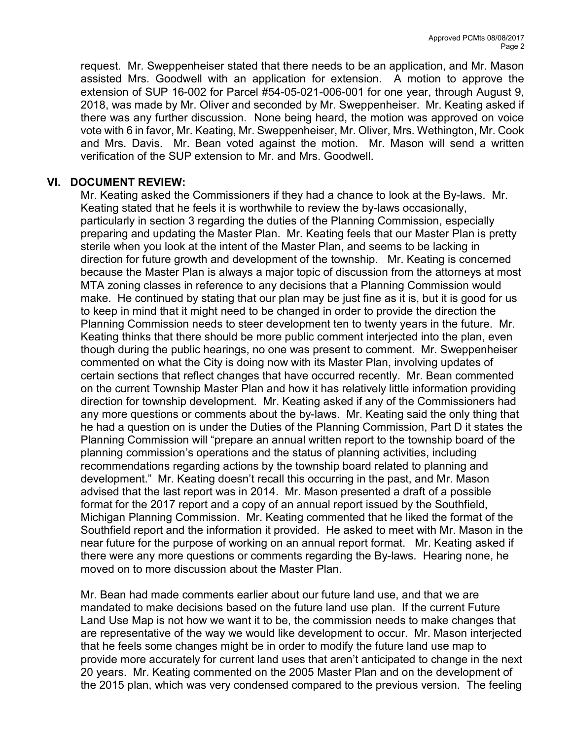request. Mr. Sweppenheiser stated that there needs to be an application, and Mr. Mason assisted Mrs. Goodwell with an application for extension. A motion to approve the extension of SUP 16-002 for Parcel #54-05-021-006-001 for one year, through August 9, 2018, was made by Mr. Oliver and seconded by Mr. Sweppenheiser. Mr. Keating asked if there was any further discussion. None being heard, the motion was approved on voice vote with 6 in favor, Mr. Keating, Mr. Sweppenheiser, Mr. Oliver, Mrs. Wethington, Mr. Cook and Mrs. Davis. Mr. Bean voted against the motion. Mr. Mason will send a written verification of the SUP extension to Mr. and Mrs. Goodwell.

## VI. DOCUMENT REVIEW:

Mr. Keating asked the Commissioners if they had a chance to look at the By-laws. Mr. Keating stated that he feels it is worthwhile to review the by-laws occasionally, particularly in section 3 regarding the duties of the Planning Commission, especially preparing and updating the Master Plan. Mr. Keating feels that our Master Plan is pretty sterile when you look at the intent of the Master Plan, and seems to be lacking in direction for future growth and development of the township. Mr. Keating is concerned because the Master Plan is always a major topic of discussion from the attorneys at most MTA zoning classes in reference to any decisions that a Planning Commission would make. He continued by stating that our plan may be just fine as it is, but it is good for us to keep in mind that it might need to be changed in order to provide the direction the Planning Commission needs to steer development ten to twenty years in the future. Mr. Keating thinks that there should be more public comment interjected into the plan, even though during the public hearings, no one was present to comment. Mr. Sweppenheiser commented on what the City is doing now with its Master Plan, involving updates of certain sections that reflect changes that have occurred recently. Mr. Bean commented on the current Township Master Plan and how it has relatively little information providing direction for township development. Mr. Keating asked if any of the Commissioners had any more questions or comments about the by-laws. Mr. Keating said the only thing that he had a question on is under the Duties of the Planning Commission, Part D it states the Planning Commission will "prepare an annual written report to the township board of the planning commission's operations and the status of planning activities, including recommendations regarding actions by the township board related to planning and development." Mr. Keating doesn't recall this occurring in the past, and Mr. Mason advised that the last report was in 2014. Mr. Mason presented a draft of a possible format for the 2017 report and a copy of an annual report issued by the Southfield, Michigan Planning Commission. Mr. Keating commented that he liked the format of the Southfield report and the information it provided. He asked to meet with Mr. Mason in the near future for the purpose of working on an annual report format. Mr. Keating asked if there were any more questions or comments regarding the By-laws. Hearing none, he moved on to more discussion about the Master Plan.

Mr. Bean had made comments earlier about our future land use, and that we are mandated to make decisions based on the future land use plan. If the current Future Land Use Map is not how we want it to be, the commission needs to make changes that are representative of the way we would like development to occur. Mr. Mason interjected that he feels some changes might be in order to modify the future land use map to provide more accurately for current land uses that aren't anticipated to change in the next 20 years. Mr. Keating commented on the 2005 Master Plan and on the development of the 2015 plan, which was very condensed compared to the previous version. The feeling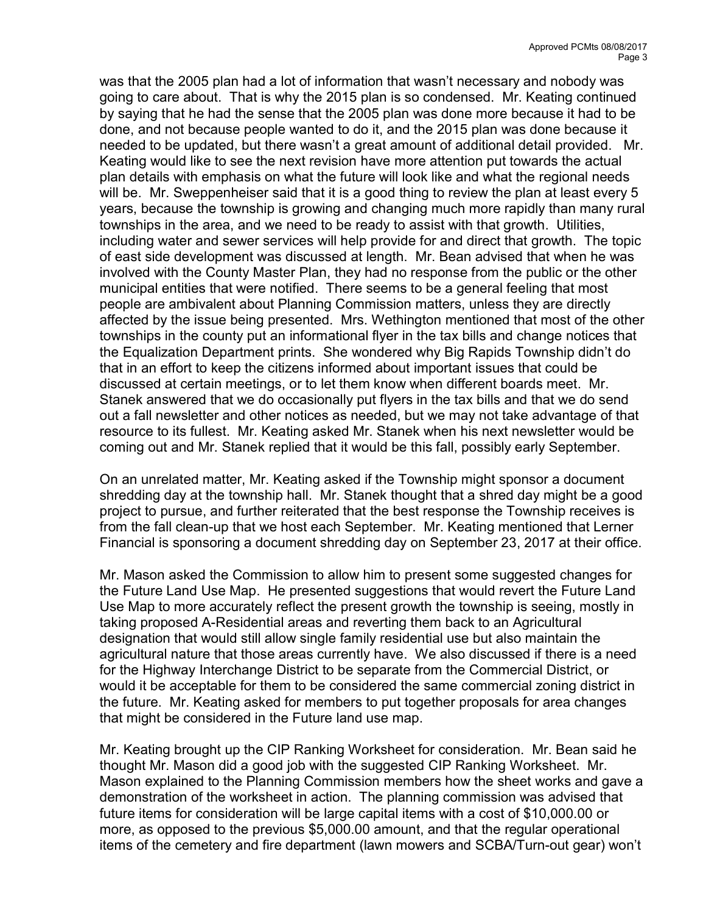was that the 2005 plan had a lot of information that wasn't necessary and nobody was going to care about. That is why the 2015 plan is so condensed. Mr. Keating continued by saying that he had the sense that the 2005 plan was done more because it had to be done, and not because people wanted to do it, and the 2015 plan was done because it needed to be updated, but there wasn't a great amount of additional detail provided. Mr. Keating would like to see the next revision have more attention put towards the actual plan details with emphasis on what the future will look like and what the regional needs will be. Mr. Sweppenheiser said that it is a good thing to review the plan at least every 5 years, because the township is growing and changing much more rapidly than many rural townships in the area, and we need to be ready to assist with that growth. Utilities, including water and sewer services will help provide for and direct that growth. The topic of east side development was discussed at length. Mr. Bean advised that when he was involved with the County Master Plan, they had no response from the public or the other municipal entities that were notified. There seems to be a general feeling that most people are ambivalent about Planning Commission matters, unless they are directly affected by the issue being presented. Mrs. Wethington mentioned that most of the other townships in the county put an informational flyer in the tax bills and change notices that the Equalization Department prints. She wondered why Big Rapids Township didn't do that in an effort to keep the citizens informed about important issues that could be discussed at certain meetings, or to let them know when different boards meet. Mr. Stanek answered that we do occasionally put flyers in the tax bills and that we do send out a fall newsletter and other notices as needed, but we may not take advantage of that resource to its fullest. Mr. Keating asked Mr. Stanek when his next newsletter would be coming out and Mr. Stanek replied that it would be this fall, possibly early September.

On an unrelated matter, Mr. Keating asked if the Township might sponsor a document shredding day at the township hall. Mr. Stanek thought that a shred day might be a good project to pursue, and further reiterated that the best response the Township receives is from the fall clean-up that we host each September. Mr. Keating mentioned that Lerner Financial is sponsoring a document shredding day on September 23, 2017 at their office.

Mr. Mason asked the Commission to allow him to present some suggested changes for the Future Land Use Map. He presented suggestions that would revert the Future Land Use Map to more accurately reflect the present growth the township is seeing, mostly in taking proposed A-Residential areas and reverting them back to an Agricultural designation that would still allow single family residential use but also maintain the agricultural nature that those areas currently have. We also discussed if there is a need for the Highway Interchange District to be separate from the Commercial District, or would it be acceptable for them to be considered the same commercial zoning district in the future. Mr. Keating asked for members to put together proposals for area changes that might be considered in the Future land use map.

Mr. Keating brought up the CIP Ranking Worksheet for consideration. Mr. Bean said he thought Mr. Mason did a good job with the suggested CIP Ranking Worksheet. Mr. Mason explained to the Planning Commission members how the sheet works and gave a demonstration of the worksheet in action. The planning commission was advised that future items for consideration will be large capital items with a cost of $10,000.00 or more, as opposed to the previous $5,000.00 amount, and that the regular operational items of the cemetery and fire department (lawn mowers and SCBA/Turn-out gear) won't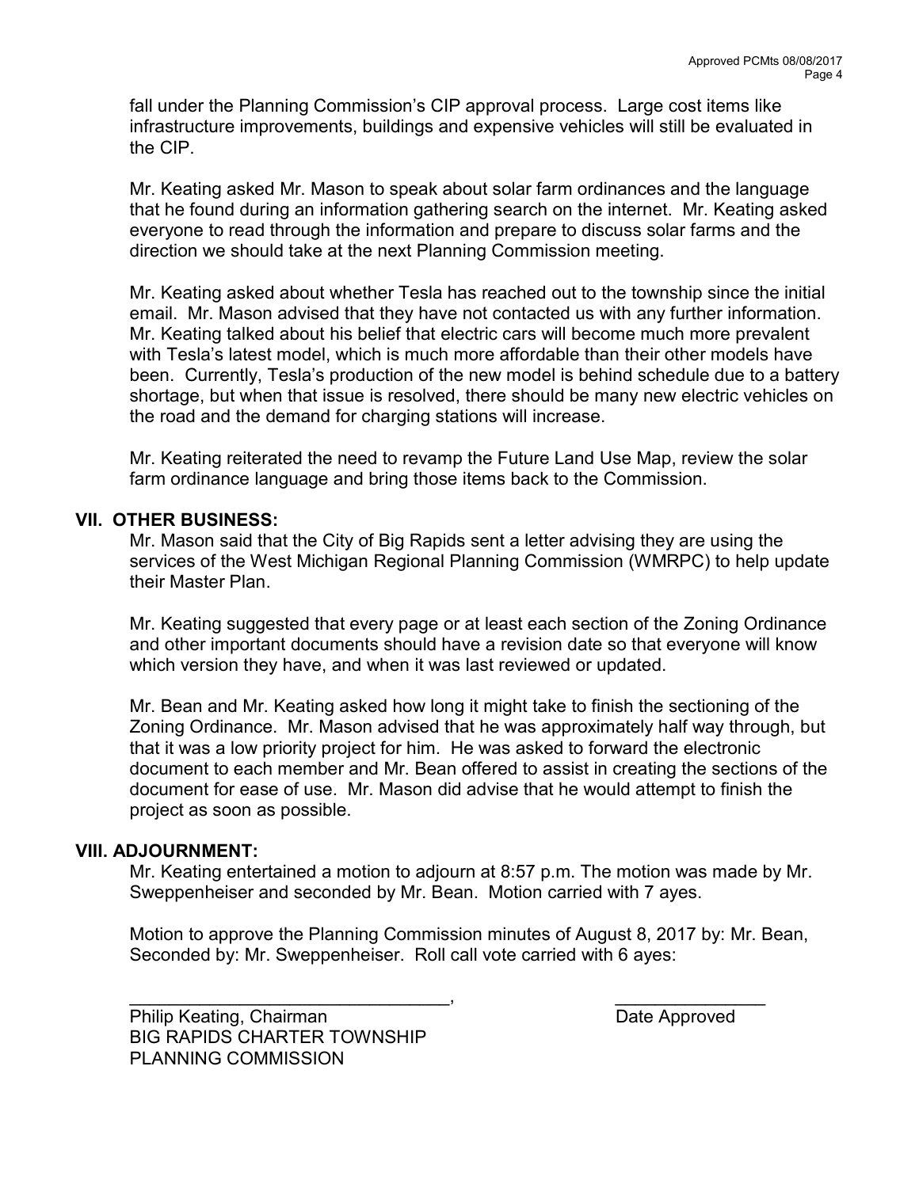fall under the Planning Commission's CIP approval process. Large cost items like infrastructure improvements, buildings and expensive vehicles will still be evaluated in the CIP.

Mr. Keating asked Mr. Mason to speak about solar farm ordinances and the language that he found during an information gathering search on the internet. Mr. Keating asked everyone to read through the information and prepare to discuss solar farms and the direction we should take at the next Planning Commission meeting.

Mr. Keating asked about whether Tesla has reached out to the township since the initial email. Mr. Mason advised that they have not contacted us with any further information. Mr. Keating talked about his belief that electric cars will become much more prevalent with Tesla's latest model, which is much more affordable than their other models have been. Currently, Tesla's production of the new model is behind schedule due to a battery shortage, but when that issue is resolved, there should be many new electric vehicles on the road and the demand for charging stations will increase.

Mr. Keating reiterated the need to revamp the Future Land Use Map, review the solar farm ordinance language and bring those items back to the Commission.

## VII. OTHER BUSINESS:

Mr. Mason said that the City of Big Rapids sent a letter advising they are using the services of the West Michigan Regional Planning Commission (WMRPC) to help update their Master Plan.

Mr. Keating suggested that every page or at least each section of the Zoning Ordinance and other important documents should have a revision date so that everyone will know which version they have, and when it was last reviewed or updated.

Mr. Bean and Mr. Keating asked how long it might take to finish the sectioning of the Zoning Ordinance. Mr. Mason advised that he was approximately half way through, but that it was a low priority project for him. He was asked to forward the electronic document to each member and Mr. Bean offered to assist in creating the sections of the document for ease of use. Mr. Mason did advise that he would attempt to finish the project as soon as possible.

## VIII. ADJOURNMENT:

Mr. Keating entertained a motion to adjourn at 8:57 p.m. The motion was made by Mr. Sweppenheiser and seconded by Mr. Bean. Motion carried with 7 ayes.

Motion to approve the Planning Commission minutes of August 8, 2017 by: Mr. Bean, Seconded by: Mr. Sweppenheiser. Roll call vote carried with 6 ayes:

\_\_\_\_\_\_\_\_\_\_\_\_\_\_\_\_\_\_\_\_\_\_\_\_\_\_\_\_\_\_\_\_\_\_, \_\_\_\_\_\_\_\_\_\_\_\_\_\_\_\_

Philip Keating, Chairman Date Approved
BIG RAPIDS CHARTER TOWNSHIP
PLANNING COMMISSION